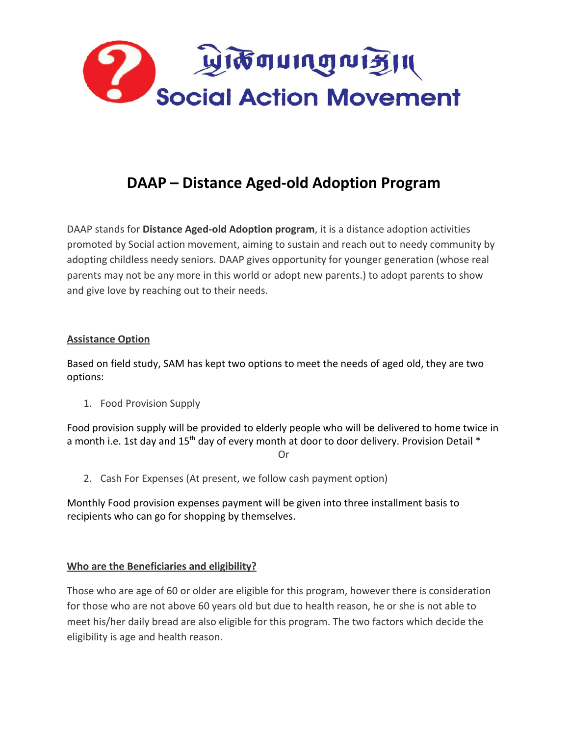# DAAP – Distance Aged-old Adoption Program

DAAP stands for **Distance Aged-old Adoption program**, it is a distance adoption activities promoted by Social action movement, aiming to sustain and reach out to needy community by adopting childless needy seniors. DAAP gives opportunity for younger generation (whose real parents may not be any more in this world or adopt new parents.) to adopt parents to show and give love by reaching out to their needs.

## Assistance Option

Based on field study, SAM has kept two options to meet the needs of aged old, they are two options:

1. Food Provision Supply

Food provision supply will be provided to elderly people who will be delivered to home twice in a month i.e. 1st day and 15th day of every month at door to door delivery. Provision Detail *

Or

2. Cash For Expenses (At present, we follow cash payment option)

Monthly Food provision expenses payment will be given into three installment basis to recipients who can go for shopping by themselves.

## Who are the Beneficiaries and eligibility?

Those who are age of 60 or older are eligible for this program, however there is consideration for those who are not above 60 years old but due to health reason, he or she is not able to meet his/her daily bread are also eligible for this program. The two factors which decide the eligibility is age and health reason.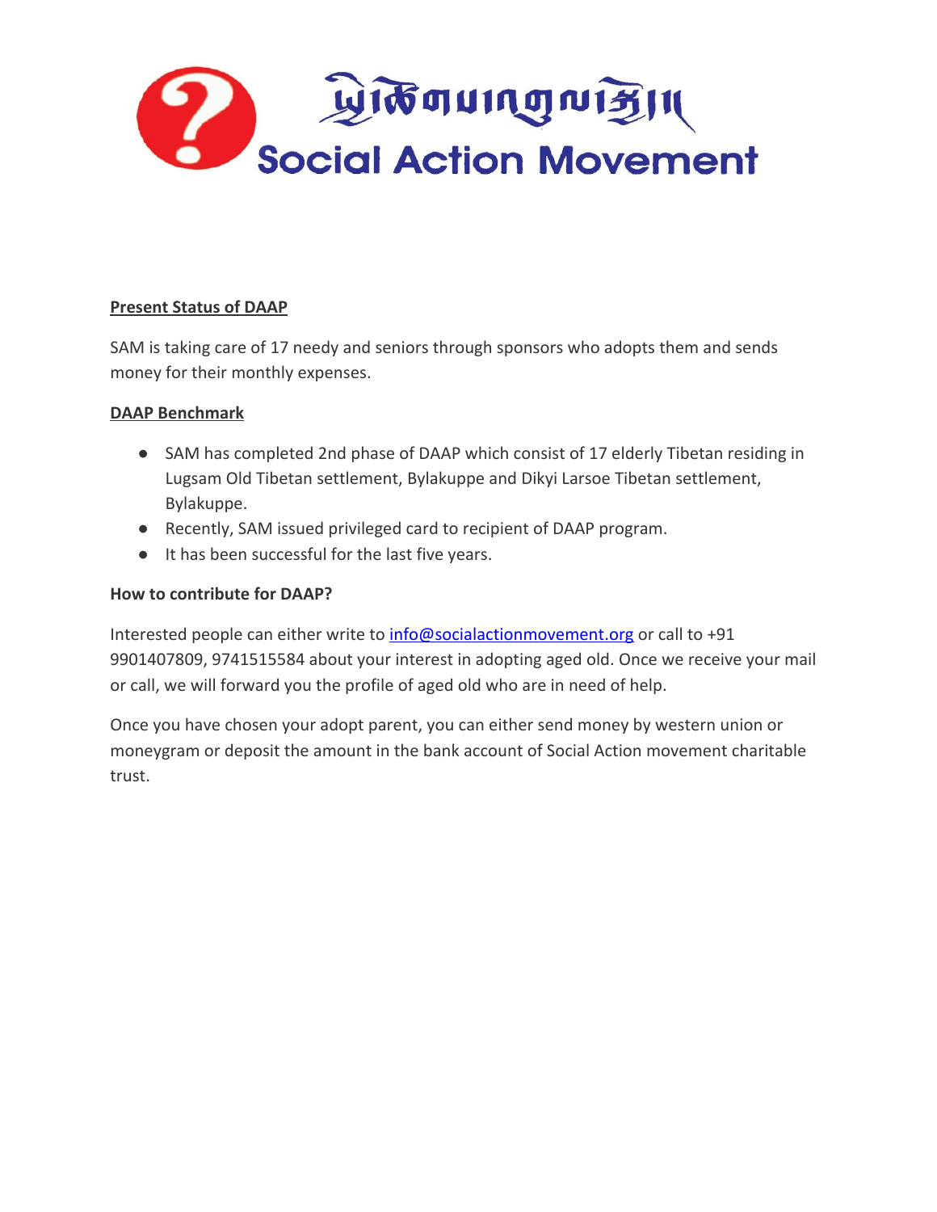# Social Action Movement

**Present Status of DAAP**

SAM is taking care of 17 needy and seniors through sponsors who adopts them and sends money for their monthly expenses.

**DAAP Benchmark**

- SAM has completed 2nd phase of DAAP which consist of 17 elderly Tibetan residing in Lugsam Old Tibetan settlement, Bylakuppe and Dikyi Larsoe Tibetan settlement, Bylakuppe.
- Recently, SAM issued privileged card to recipient of DAAP program.
- It has been successful for the last five years.

**How to contribute for DAAP?**

Interested people can either write to info@socialactionmovement.org or call to +91 9901407809, 9741515584 about your interest in adopting aged old. Once we receive your mail or call, we will forward you the profile of aged old who are in need of help.

Once you have chosen your adopt parent, you can either send money by western union or moneygram or deposit the amount in the bank account of Social Action movement charitable trust.